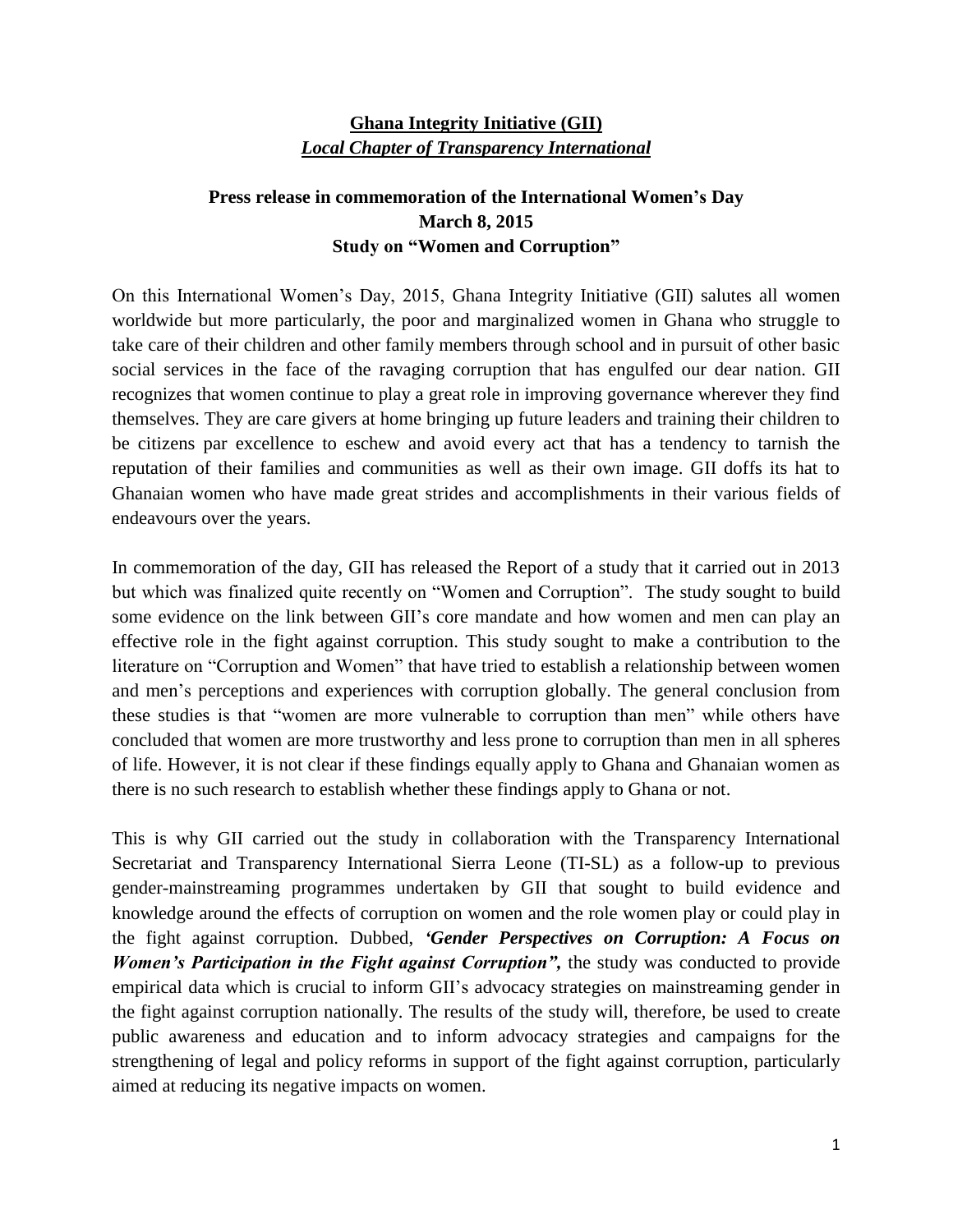**<u>Ghana Integrity Initiative (GII)</u>**

***<u>Local Chapter of Transparency International</u>***

**Press release in commemoration of the International Women's Day**
**March 8, 2015**
**Study on "Women and Corruption"**

On this International Women's Day, 2015, Ghana Integrity Initiative (GII) salutes all women worldwide but more particularly, the poor and marginalized women in Ghana who struggle to take care of their children and other family members through school and in pursuit of other basic social services in the face of the ravaging corruption that has engulfed our dear nation. GII recognizes that women continue to play a great role in improving governance wherever they find themselves. They are care givers at home bringing up future leaders and training their children to be citizens par excellence to eschew and avoid every act that has a tendency to tarnish the reputation of their families and communities as well as their own image. GII doffs its hat to Ghanaian women who have made great strides and accomplishments in their various fields of endeavours over the years.

In commemoration of the day, GII has released the Report of a study that it carried out in 2013 but which was finalized quite recently on "Women and Corruption". The study sought to build some evidence on the link between GII's core mandate and how women and men can play an effective role in the fight against corruption. This study sought to make a contribution to the literature on "Corruption and Women" that have tried to establish a relationship between women and men's perceptions and experiences with corruption globally. The general conclusion from these studies is that "women are more vulnerable to corruption than men" while others have concluded that women are more trustworthy and less prone to corruption than men in all spheres of life. However, it is not clear if these findings equally apply to Ghana and Ghanaian women as there is no such research to establish whether these findings apply to Ghana or not.

This is why GII carried out the study in collaboration with the Transparency International Secretariat and Transparency International Sierra Leone (TI-SL) as a follow-up to previous gender-mainstreaming programmes undertaken by GII that sought to build evidence and knowledge around the effects of corruption on women and the role women play or could play in the fight against corruption. Dubbed, ***'Gender Perspectives on Corruption: A Focus on Women's Participation in the Fight against Corruption",*** the study was conducted to provide empirical data which is crucial to inform GII's advocacy strategies on mainstreaming gender in the fight against corruption nationally. The results of the study will, therefore, be used to create public awareness and education and to inform advocacy strategies and campaigns for the strengthening of legal and policy reforms in support of the fight against corruption, particularly aimed at reducing its negative impacts on women.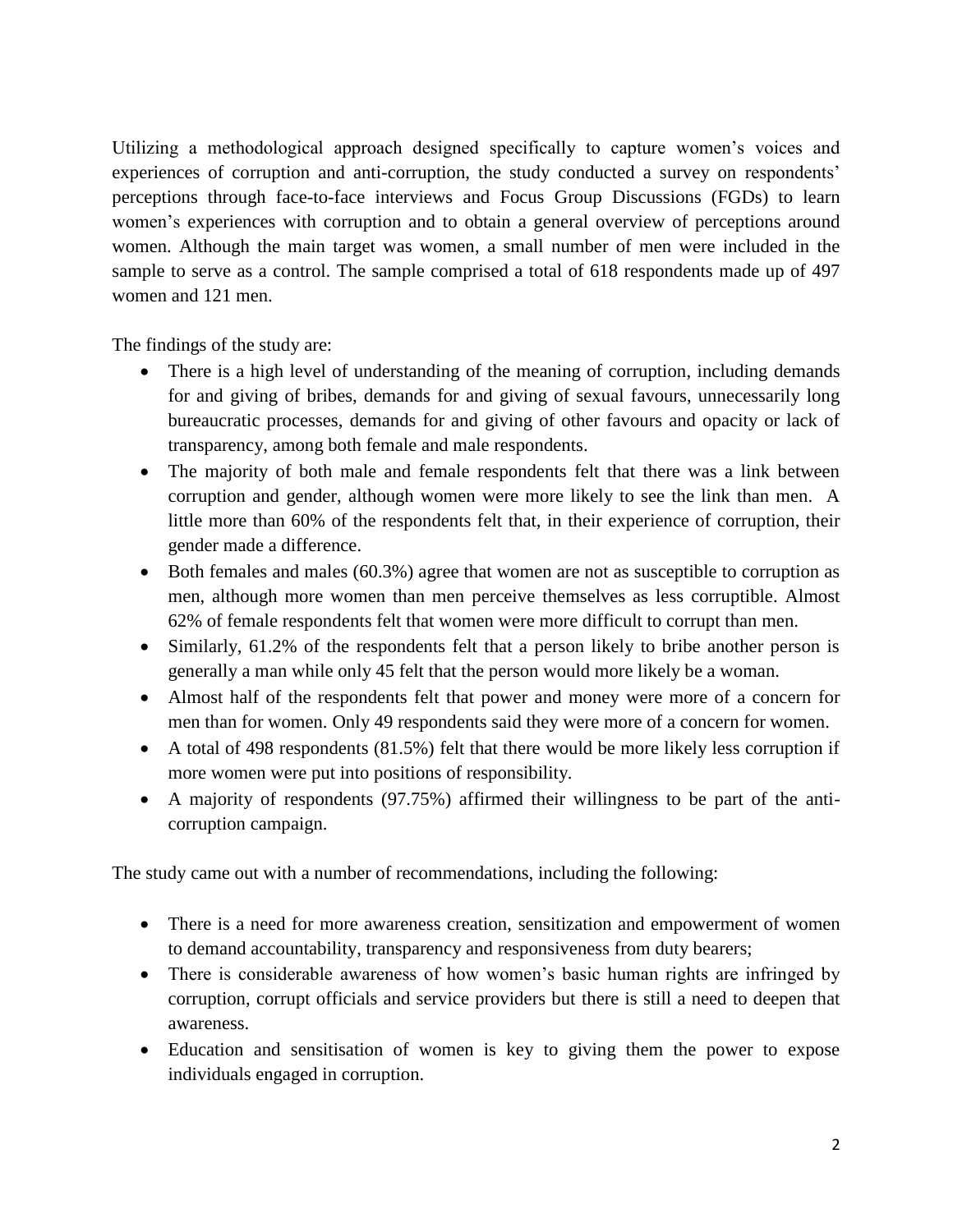Utilizing a methodological approach designed specifically to capture women's voices and experiences of corruption and anti-corruption, the study conducted a survey on respondents' perceptions through face-to-face interviews and Focus Group Discussions (FGDs) to learn women's experiences with corruption and to obtain a general overview of perceptions around women. Although the main target was women, a small number of men were included in the sample to serve as a control. The sample comprised a total of 618 respondents made up of 497 women and 121 men.

The findings of the study are:

- There is a high level of understanding of the meaning of corruption, including demands for and giving of bribes, demands for and giving of sexual favours, unnecessarily long bureaucratic processes, demands for and giving of other favours and opacity or lack of transparency, among both female and male respondents.
- The majority of both male and female respondents felt that there was a link between corruption and gender, although women were more likely to see the link than men. A little more than 60% of the respondents felt that, in their experience of corruption, their gender made a difference.
- Both females and males (60.3%) agree that women are not as susceptible to corruption as men, although more women than men perceive themselves as less corruptible. Almost 62% of female respondents felt that women were more difficult to corrupt than men.
- Similarly, 61.2% of the respondents felt that a person likely to bribe another person is generally a man while only 45 felt that the person would more likely be a woman.
- Almost half of the respondents felt that power and money were more of a concern for men than for women. Only 49 respondents said they were more of a concern for women.
- A total of 498 respondents (81.5%) felt that there would be more likely less corruption if more women were put into positions of responsibility.
- A majority of respondents (97.75%) affirmed their willingness to be part of the anti-corruption campaign.

The study came out with a number of recommendations, including the following:

- There is a need for more awareness creation, sensitization and empowerment of women to demand accountability, transparency and responsiveness from duty bearers;
- There is considerable awareness of how women's basic human rights are infringed by corruption, corrupt officials and service providers but there is still a need to deepen that awareness.
- Education and sensitisation of women is key to giving them the power to expose individuals engaged in corruption.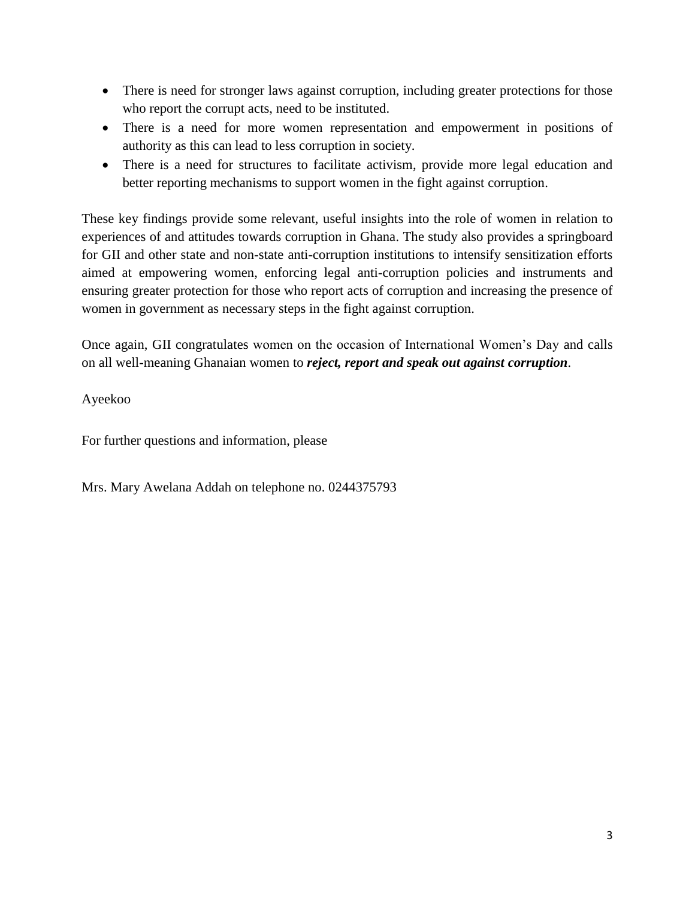- There is need for stronger laws against corruption, including greater protections for those who report the corrupt acts, need to be instituted.
- There is a need for more women representation and empowerment in positions of authority as this can lead to less corruption in society.
- There is a need for structures to facilitate activism, provide more legal education and better reporting mechanisms to support women in the fight against corruption.

These key findings provide some relevant, useful insights into the role of women in relation to experiences of and attitudes towards corruption in Ghana. The study also provides a springboard for GII and other state and non-state anti-corruption institutions to intensify sensitization efforts aimed at empowering women, enforcing legal anti-corruption policies and instruments and ensuring greater protection for those who report acts of corruption and increasing the presence of women in government as necessary steps in the fight against corruption.

Once again, GII congratulates women on the occasion of International Women's Day and calls on all well-meaning Ghanaian women to ***reject, report and speak out against corruption***.

Ayeekoo

For further questions and information, please

Mrs. Mary Awelana Addah on telephone no. 0244375793